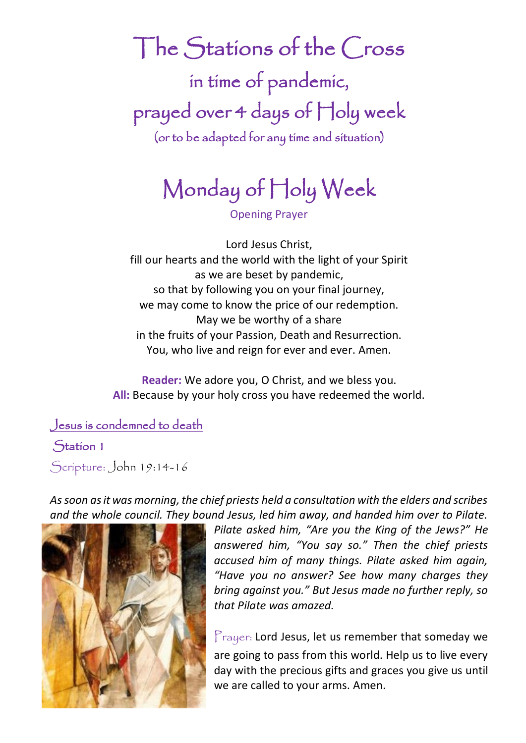# The Stations of the Cross

## in time of pandemic,

## prayed over 4 days of Holy week

(or to be adapted for any time and situation)

# Monday of Holy Week

Opening Prayer

Lord Jesus Christ,
fill our hearts and the world with the light of your Spirit
as we are beset by pandemic,
so that by following you on your final journey,
we may come to know the price of our redemption.
May we be worthy of a share
in the fruits of your Passion, Death and Resurrection.
You, who live and reign for ever and ever. Amen.

**Reader:** We adore you, O Christ, and we bless you.
**All:** Because by your holy cross you have redeemed the world.

## Jesus is condemned to death

### Station 1

Scripture: John 19:14-16

*As soon as it was morning, the chief priests held a consultation with the elders and scribes and the whole council. They bound Jesus, led him away, and handed him over to Pilate. Pilate asked him, "Are you the King of the Jews?" He answered him, "You say so." Then the chief priests accused him of many things. Pilate asked him again, "Have you no answer? See how many charges they bring against you." But Jesus made no further reply, so that Pilate was amazed.*

Prayer: Lord Jesus, let us remember that someday we are going to pass from this world. Help us to live every day with the precious gifts and graces you give us until we are called to your arms. Amen.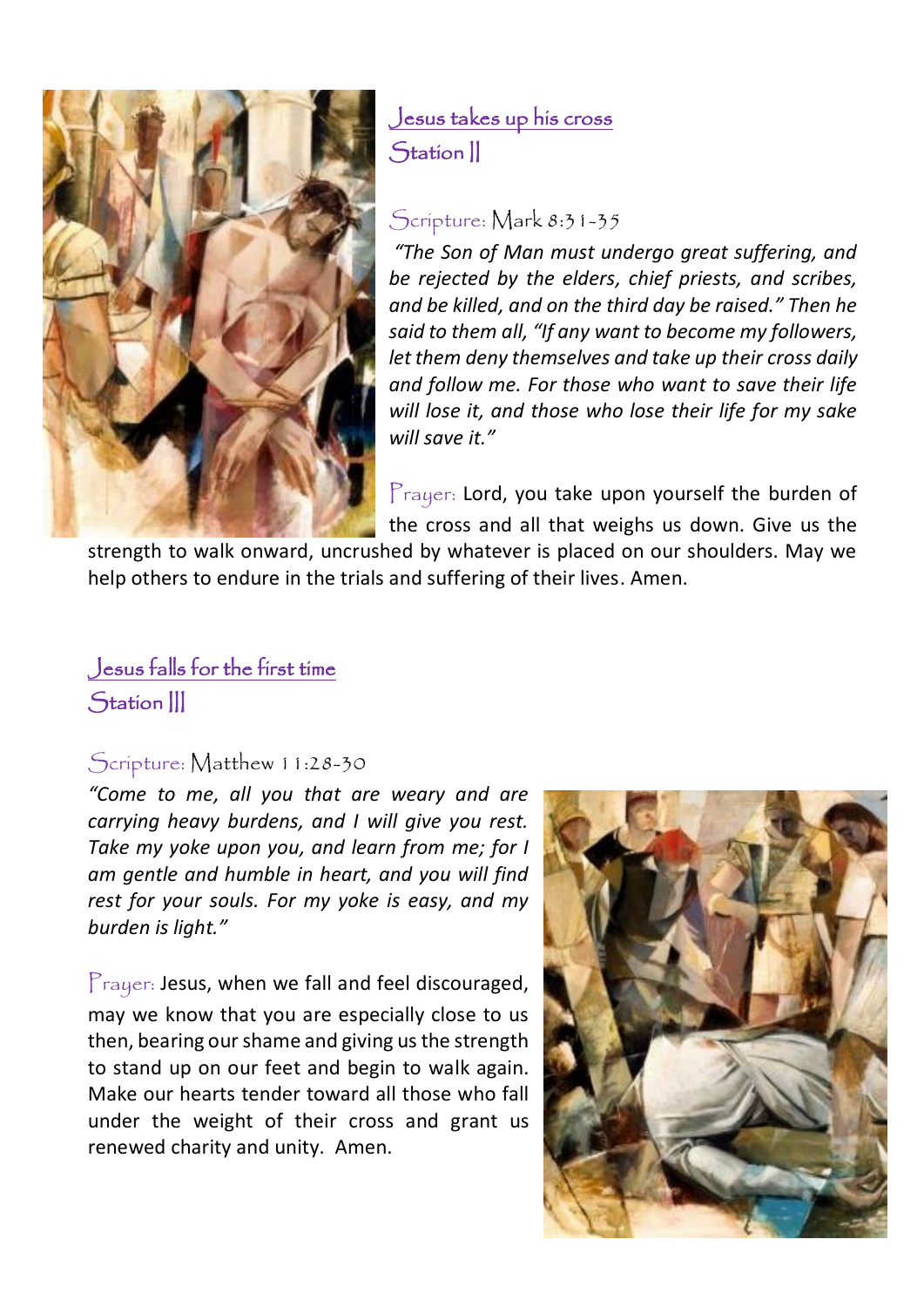## Jesus takes up his cross
## Station II

Scripture: Mark 8:31-35

*"The Son of Man must undergo great suffering, and be rejected by the elders, chief priests, and scribes, and be killed, and on the third day be raised." Then he said to them all, "If any want to become my followers, let them deny themselves and take up their cross daily and follow me. For those who want to save their life will lose it, and those who lose their life for my sake will save it."*

Prayer: Lord, you take upon yourself the burden of the cross and all that weighs us down. Give us the strength to walk onward, uncrushed by whatever is placed on our shoulders. May we help others to endure in the trials and suffering of their lives. Amen.

## Jesus falls for the first time
## Station III

Scripture: Matthew 11:28-30

*"Come to me, all you that are weary and are carrying heavy burdens, and I will give you rest. Take my yoke upon you, and learn from me; for I am gentle and humble in heart, and you will find rest for your souls. For my yoke is easy, and my burden is light."*

Prayer: Jesus, when we fall and feel discouraged, may we know that you are especially close to us then, bearing our shame and giving us the strength to stand up on our feet and begin to walk again. Make our hearts tender toward all those who fall under the weight of their cross and grant us renewed charity and unity. Amen.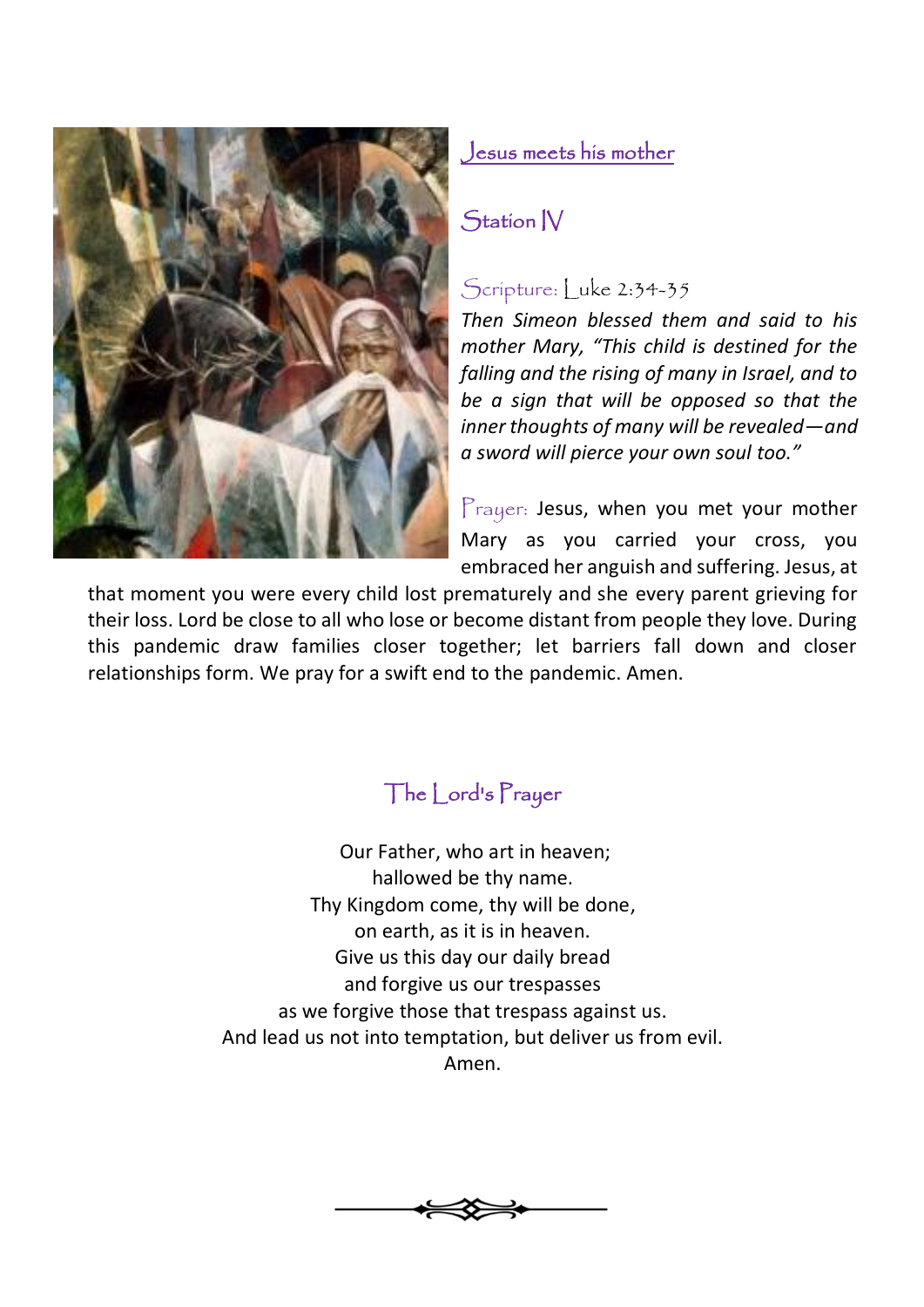## Jesus meets his mother

### Station IV

Scripture: Luke 2:34-35

*Then Simeon blessed them and said to his mother Mary, "This child is destined for the falling and the rising of many in Israel, and to be a sign that will be opposed so that the inner thoughts of many will be revealed—and a sword will pierce your own soul too."*

Prayer: Jesus, when you met your mother Mary as you carried your cross, you embraced her anguish and suffering. Jesus, at that moment you were every child lost prematurely and she every parent grieving for their loss. Lord be close to all who lose or become distant from people they love. During this pandemic draw families closer together; let barriers fall down and closer relationships form. We pray for a swift end to the pandemic. Amen.

### The Lord's Prayer

Our Father, who art in heaven;
hallowed be thy name.
Thy Kingdom come, thy will be done,
on earth, as it is in heaven.
Give us this day our daily bread
and forgive us our trespasses
as we forgive those that trespass against us.
And lead us not into temptation, but deliver us from evil.
Amen.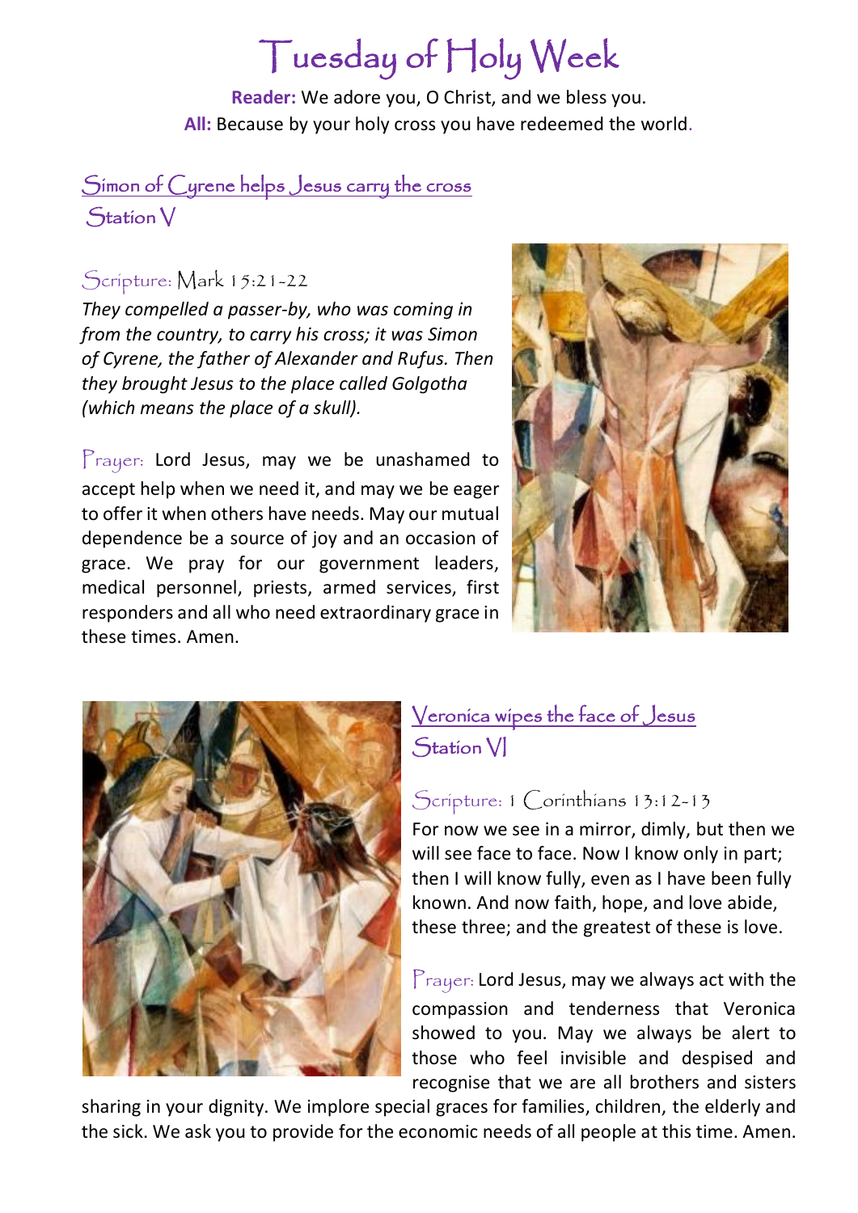# Tuesday of Holy Week

**Reader:** We adore you, O Christ, and we bless you.
**All:** Because by your holy cross you have redeemed the world.

## Simon of Cyrene helps Jesus carry the cross
## Station V

### Scripture: Mark 15:21-22

*They compelled a passer-by, who was coming in from the country, to carry his cross; it was Simon of Cyrene, the father of Alexander and Rufus. Then they brought Jesus to the place called Golgotha (which means the place of a skull).*

Prayer: Lord Jesus, may we be unashamed to accept help when we need it, and may we be eager to offer it when others have needs. May our mutual dependence be a source of joy and an occasion of grace. We pray for our government leaders, medical personnel, priests, armed services, first responders and all who need extraordinary grace in these times. Amen.

## Veronica wipes the face of Jesus
## Station VI

### Scripture: 1 Corinthians 13:12-13

For now we see in a mirror, dimly, but then we will see face to face. Now I know only in part; then I will know fully, even as I have been fully known. And now faith, hope, and love abide, these three; and the greatest of these is love.

Prayer: Lord Jesus, may we always act with the compassion and tenderness that Veronica showed to you. May we always be alert to those who feel invisible and despised and recognise that we are all brothers and sisters sharing in your dignity. We implore special graces for families, children, the elderly and the sick. We ask you to provide for the economic needs of all people at this time. Amen.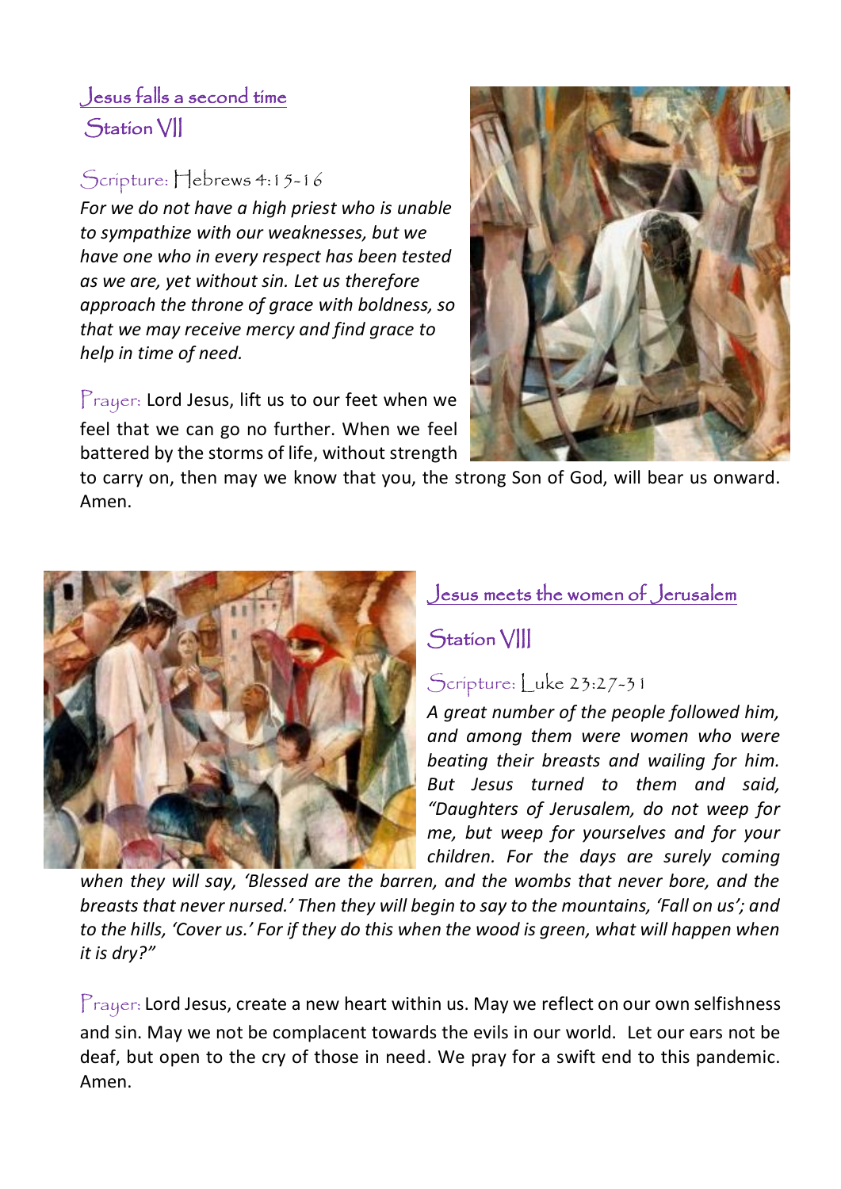## Jesus falls a second time

### Station VII

Scripture: Hebrews 4:15-16

*For we do not have a high priest who is unable to sympathize with our weaknesses, but we have one who in every respect has been tested as we are, yet without sin. Let us therefore approach the throne of grace with boldness, so that we may receive mercy and find grace to help in time of need.*

Prayer: Lord Jesus, lift us to our feet when we feel that we can go no further. When we feel battered by the storms of life, without strength to carry on, then may we know that you, the strong Son of God, will bear us onward. Amen.

## Jesus meets the women of Jerusalem

### Station VIII

Scripture: Luke 23:27-31

*A great number of the people followed him, and among them were women who were beating their breasts and wailing for him. But Jesus turned to them and said, "Daughters of Jerusalem, do not weep for me, but weep for yourselves and for your children. For the days are surely coming when they will say, 'Blessed are the barren, and the wombs that never bore, and the breasts that never nursed.' Then they will begin to say to the mountains, 'Fall on us'; and to the hills, 'Cover us.' For if they do this when the wood is green, what will happen when it is dry?"*

Prayer: Lord Jesus, create a new heart within us. May we reflect on our own selfishness and sin. May we not be complacent towards the evils in our world. Let our ears not be deaf, but open to the cry of those in need. We pray for a swift end to this pandemic. Amen.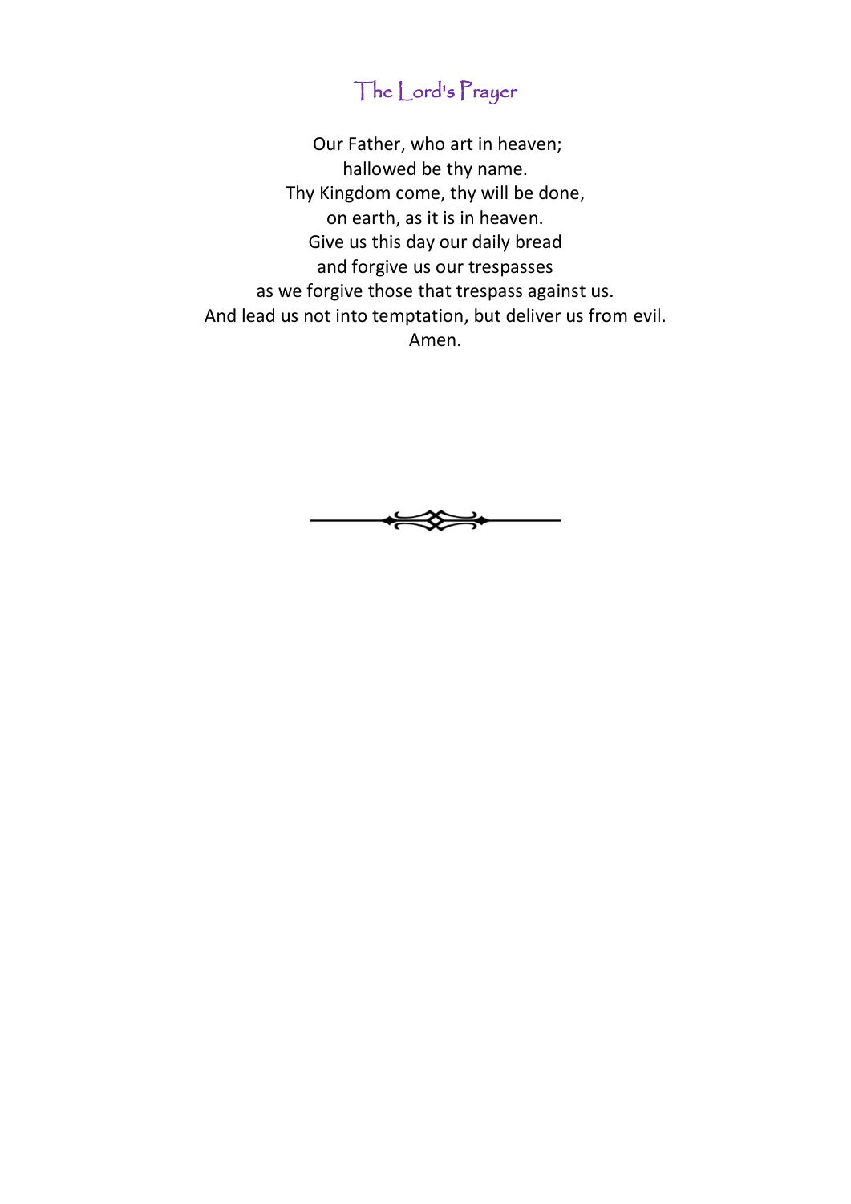# The Lord's Prayer

Our Father, who art in heaven;  
hallowed be thy name.  
Thy Kingdom come, thy will be done,  
on earth, as it is in heaven.  
Give us this day our daily bread  
and forgive us our trespasses  
as we forgive those that trespass against us.  
And lead us not into temptation, but deliver us from evil.  
Amen.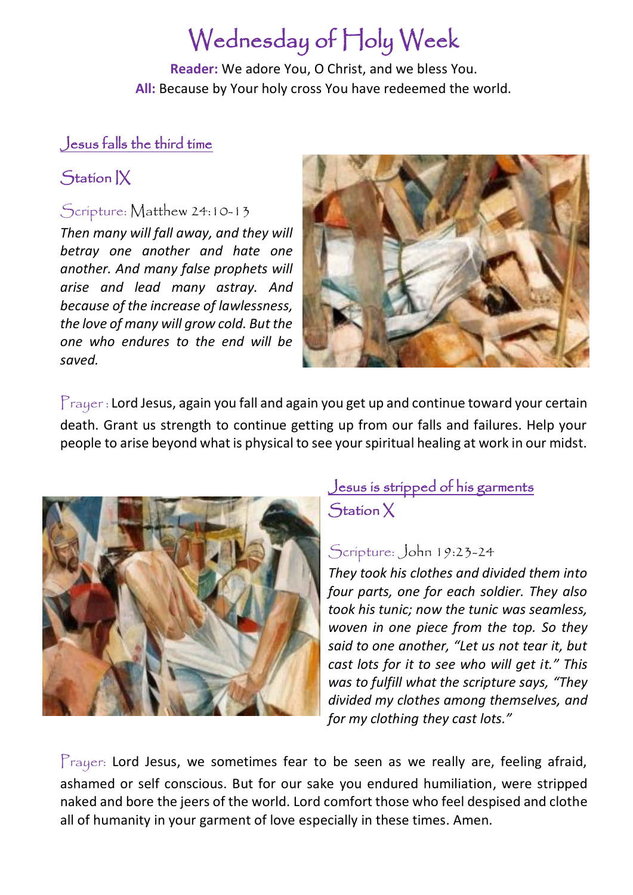# Wednesday of Holy Week

**Reader:** We adore You, O Christ, and we bless You.
**All:** Because by Your holy cross You have redeemed the world.

## Jesus falls the third time

### Station IX

Scripture: Matthew 24:10-13

*Then many will fall away, and they will betray one another and hate one another. And many false prophets will arise and lead many astray. And because of the increase of lawlessness, the love of many will grow cold. But the one who endures to the end will be saved.*

Prayer : Lord Jesus, again you fall and again you get up and continue toward your certain death. Grant us strength to continue getting up from our falls and failures. Help your people to arise beyond what is physical to see your spiritual healing at work in our midst.

## Jesus is stripped of his garments

### Station X

Scripture: John 19:23-24

*They took his clothes and divided them into four parts, one for each soldier. They also took his tunic; now the tunic was seamless, woven in one piece from the top. So they said to one another, "Let us not tear it, but cast lots for it to see who will get it." This was to fulfill what the scripture says, "They divided my clothes among themselves, and for my clothing they cast lots."*

Prayer: Lord Jesus, we sometimes fear to be seen as we really are, feeling afraid, ashamed or self conscious. But for our sake you endured humiliation, were stripped naked and bore the jeers of the world. Lord comfort those who feel despised and clothe all of humanity in your garment of love especially in these times. Amen.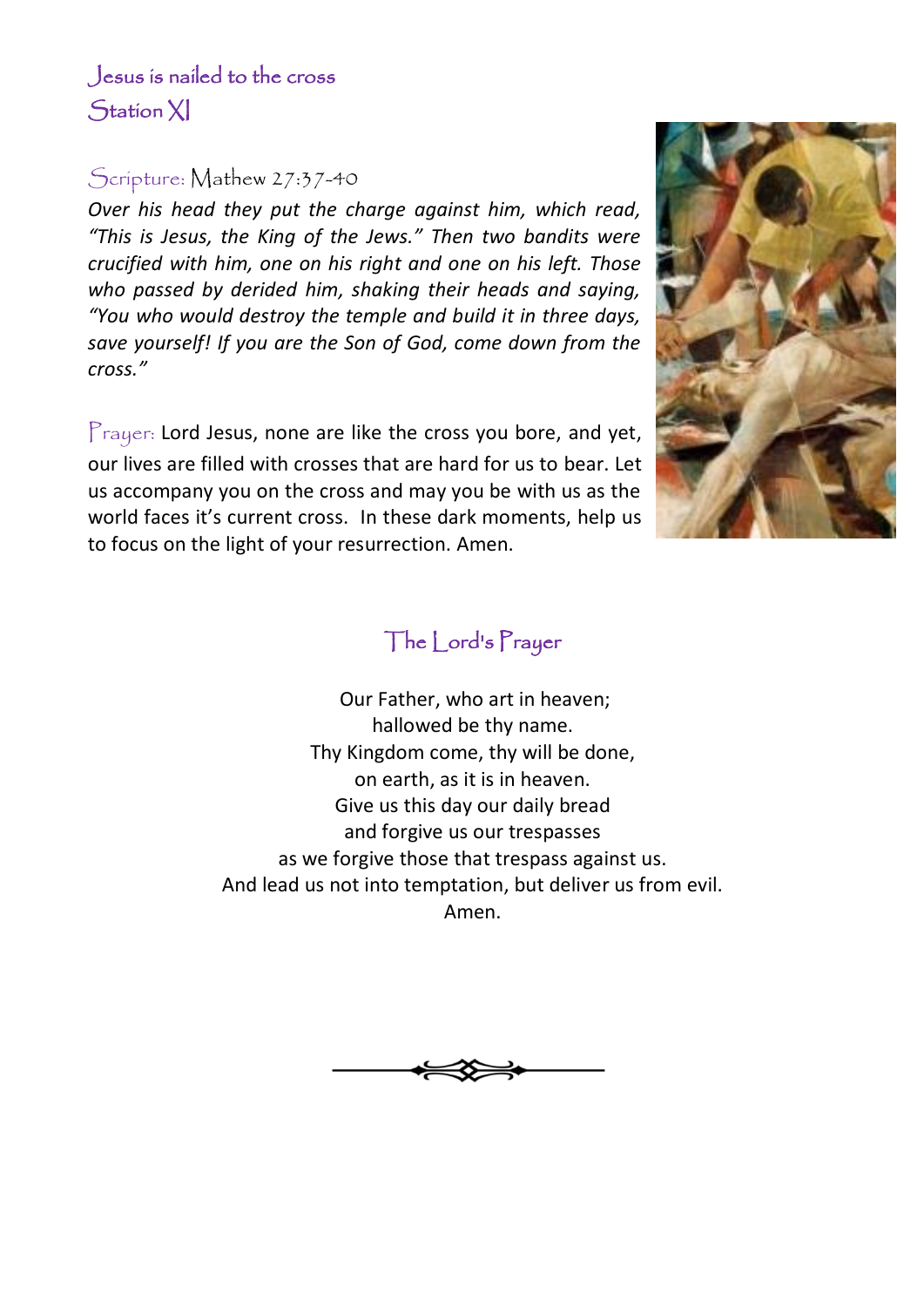## Jesus is nailed to the cross
## Station XI

Scripture: Mathew 27:37-40

*Over his head they put the charge against him, which read, "This is Jesus, the King of the Jews." Then two bandits were crucified with him, one on his right and one on his left. Those who passed by derided him, shaking their heads and saying, "You who would destroy the temple and build it in three days, save yourself! If you are the Son of God, come down from the cross."*

Prayer: Lord Jesus, none are like the cross you bore, and yet, our lives are filled with crosses that are hard for us to bear. Let us accompany you on the cross and may you be with us as the world faces it's current cross. In these dark moments, help us to focus on the light of your resurrection. Amen.

## The Lord's Prayer

Our Father, who art in heaven;
hallowed be thy name.
Thy Kingdom come, thy will be done,
on earth, as it is in heaven.
Give us this day our daily bread
and forgive us our trespasses
as we forgive those that trespass against us.
And lead us not into temptation, but deliver us from evil.
Amen.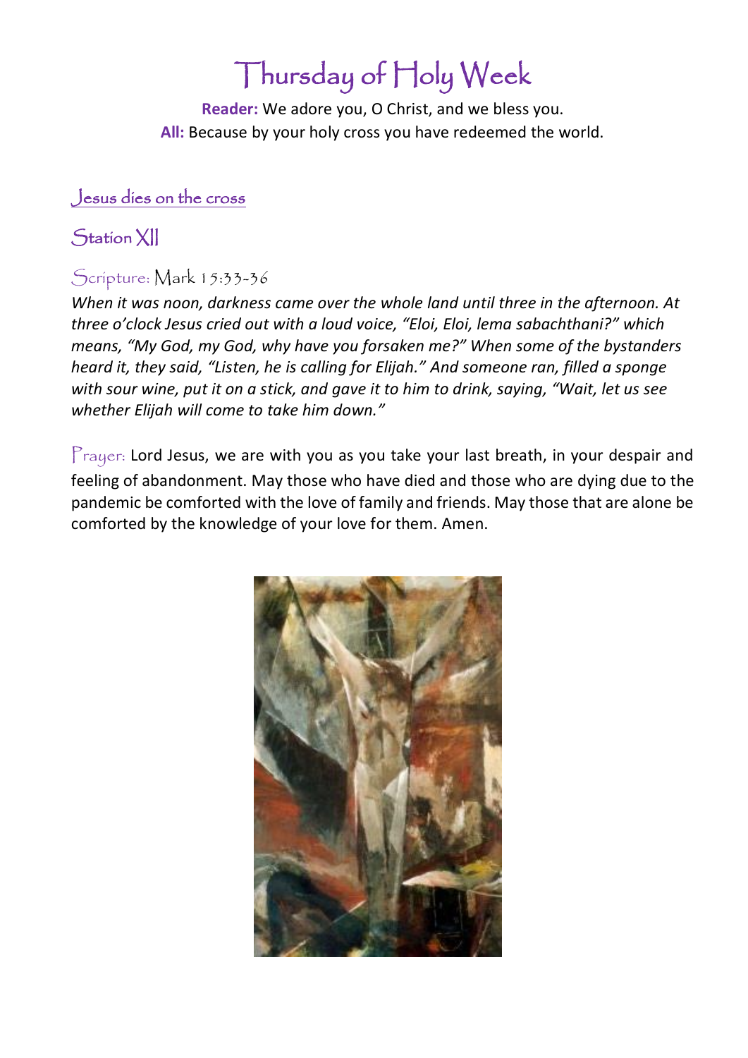# Thursday of Holy Week

**Reader:** We adore you, O Christ, and we bless you.
**All:** Because by your holy cross you have redeemed the world.

## Jesus dies on the cross

## Station XII

### Scripture: Mark 15:33-36

*When it was noon, darkness came over the whole land until three in the afternoon. At three o'clock Jesus cried out with a loud voice, "Eloi, Eloi, lema sabachthani?" which means, "My God, my God, why have you forsaken me?" When some of the bystanders heard it, they said, "Listen, he is calling for Elijah." And someone ran, filled a sponge with sour wine, put it on a stick, and gave it to him to drink, saying, "Wait, let us see whether Elijah will come to take him down."*

Prayer: Lord Jesus, we are with you as you take your last breath, in your despair and feeling of abandonment. May those who have died and those who are dying due to the pandemic be comforted with the love of family and friends. May those that are alone be comforted by the knowledge of your love for them. Amen.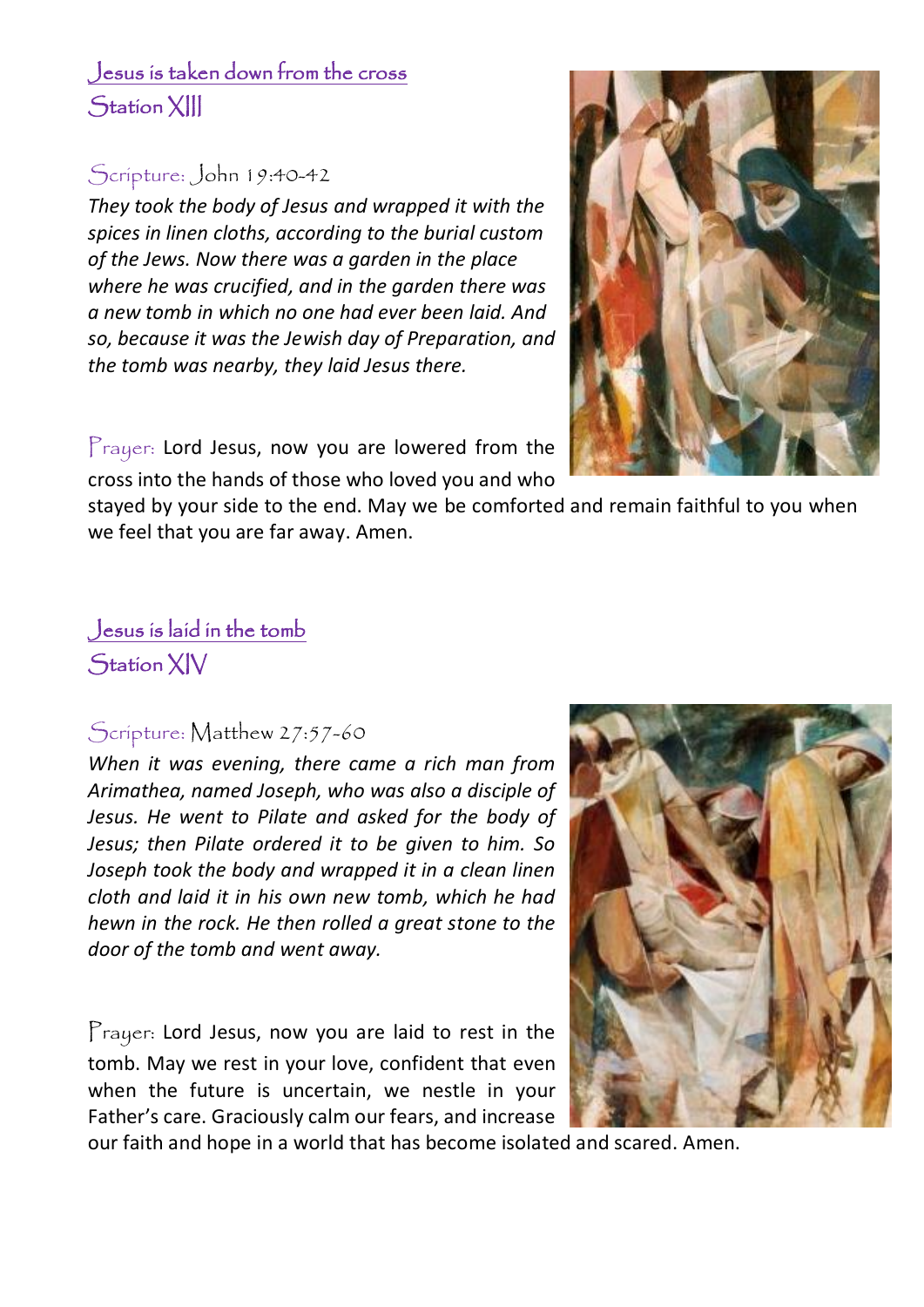## Jesus is taken down from the cross
## Station XIII

### Scripture: John 19:40-42

*They took the body of Jesus and wrapped it with the spices in linen cloths, according to the burial custom of the Jews. Now there was a garden in the place where he was crucified, and in the garden there was a new tomb in which no one had ever been laid. And so, because it was the Jewish day of Preparation, and the tomb was nearby, they laid Jesus there.*

Prayer: Lord Jesus, now you are lowered from the cross into the hands of those who loved you and who stayed by your side to the end. May we be comforted and remain faithful to you when we feel that you are far away. Amen.

## Jesus is laid in the tomb
## Station XIV

### Scripture: Matthew 27:57-60

*When it was evening, there came a rich man from Arimathea, named Joseph, who was also a disciple of Jesus. He went to Pilate and asked for the body of Jesus; then Pilate ordered it to be given to him. So Joseph took the body and wrapped it in a clean linen cloth and laid it in his own new tomb, which he had hewn in the rock. He then rolled a great stone to the door of the tomb and went away.*

Prayer: Lord Jesus, now you are laid to rest in the tomb. May we rest in your love, confident that even when the future is uncertain, we nestle in your Father's care. Graciously calm our fears, and increase our faith and hope in a world that has become isolated and scared. Amen.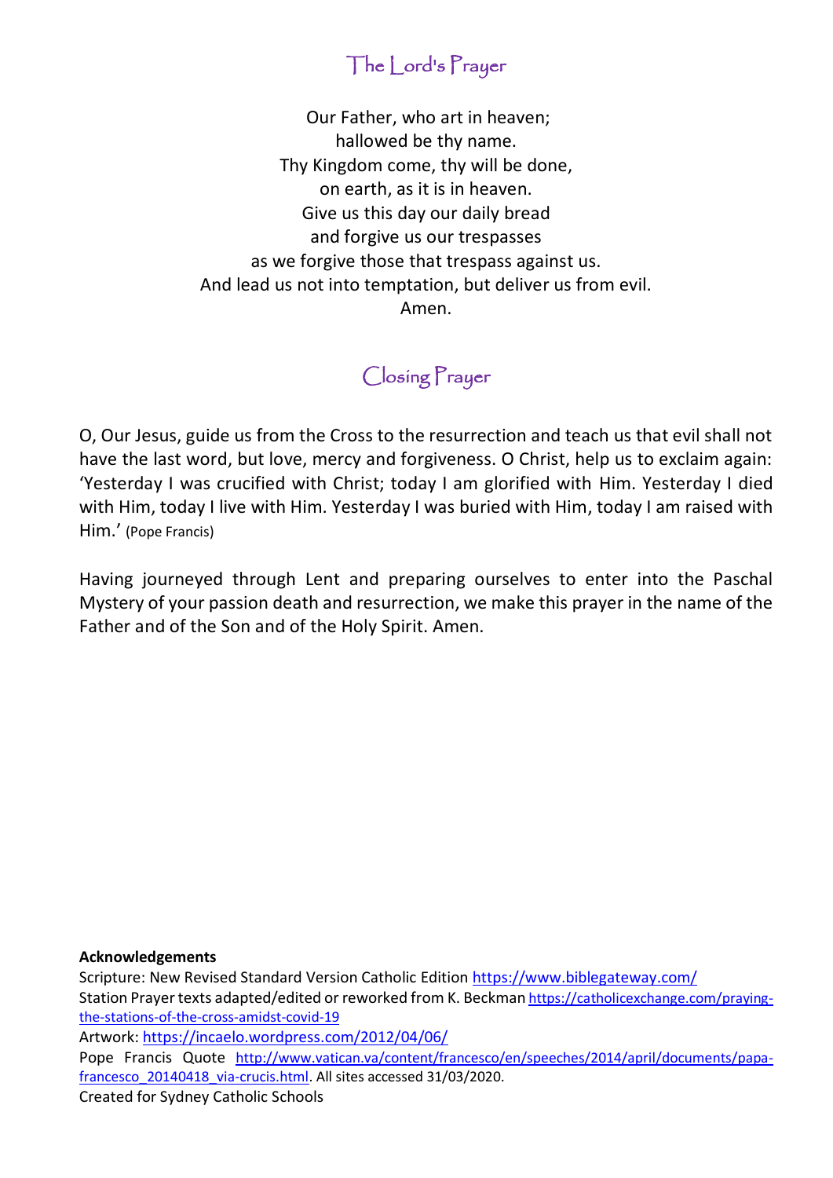## The Lord's Prayer

Our Father, who art in heaven;
hallowed be thy name.
Thy Kingdom come, thy will be done,
on earth, as it is in heaven.
Give us this day our daily bread
and forgive us our trespasses
as we forgive those that trespass against us.
And lead us not into temptation, but deliver us from evil.
Amen.

## Closing Prayer

O, Our Jesus, guide us from the Cross to the resurrection and teach us that evil shall not have the last word, but love, mercy and forgiveness. O Christ, help us to exclaim again: 'Yesterday I was crucified with Christ; today I am glorified with Him. Yesterday I died with Him, today I live with Him. Yesterday I was buried with Him, today I am raised with Him.' (Pope Francis)

Having journeyed through Lent and preparing ourselves to enter into the Paschal Mystery of your passion death and resurrection, we make this prayer in the name of the Father and of the Son and of the Holy Spirit. Amen.

**Acknowledgements**

Scripture: New Revised Standard Version Catholic Edition https://www.biblegateway.com/
Station Prayer texts adapted/edited or reworked from K. Beckman https://catholicexchange.com/praying-the-stations-of-the-cross-amidst-covid-19
Artwork: https://incaelo.wordpress.com/2012/04/06/
Pope Francis Quote http://www.vatican.va/content/francesco/en/speeches/2014/april/documents/papa-francesco_20140418_via-crucis.html. All sites accessed 31/03/2020.
Created for Sydney Catholic Schools